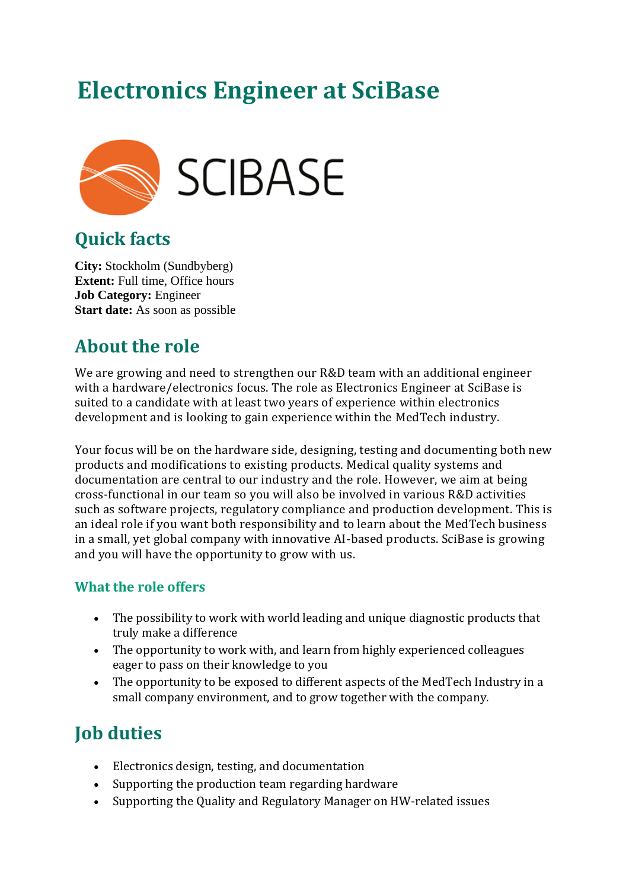# Electronics Engineer at SciBase

SCIBASE

## Quick facts

**City:** Stockholm (Sundbyberg)
**Extent:** Full time, Office hours
**Job Category:** Engineer
**Start date:** As soon as possible

## About the role

We are growing and need to strengthen our R&D team with an additional engineer with a hardware/electronics focus. The role as Electronics Engineer at SciBase is suited to a candidate with at least two years of experience within electronics development and is looking to gain experience within the MedTech industry.

Your focus will be on the hardware side, designing, testing and documenting both new products and modifications to existing products. Medical quality systems and documentation are central to our industry and the role. However, we aim at being cross-functional in our team so you will also be involved in various R&D activities such as software projects, regulatory compliance and production development. This is an ideal role if you want both responsibility and to learn about the MedTech business in a small, yet global company with innovative AI-based products. SciBase is growing and you will have the opportunity to grow with us.

### What the role offers

- The possibility to work with world leading and unique diagnostic products that truly make a difference
- The opportunity to work with, and learn from highly experienced colleagues eager to pass on their knowledge to you
- The opportunity to be exposed to different aspects of the MedTech Industry in a small company environment, and to grow together with the company.

## Job duties

- Electronics design, testing, and documentation
- Supporting the production team regarding hardware
- Supporting the Quality and Regulatory Manager on HW-related issues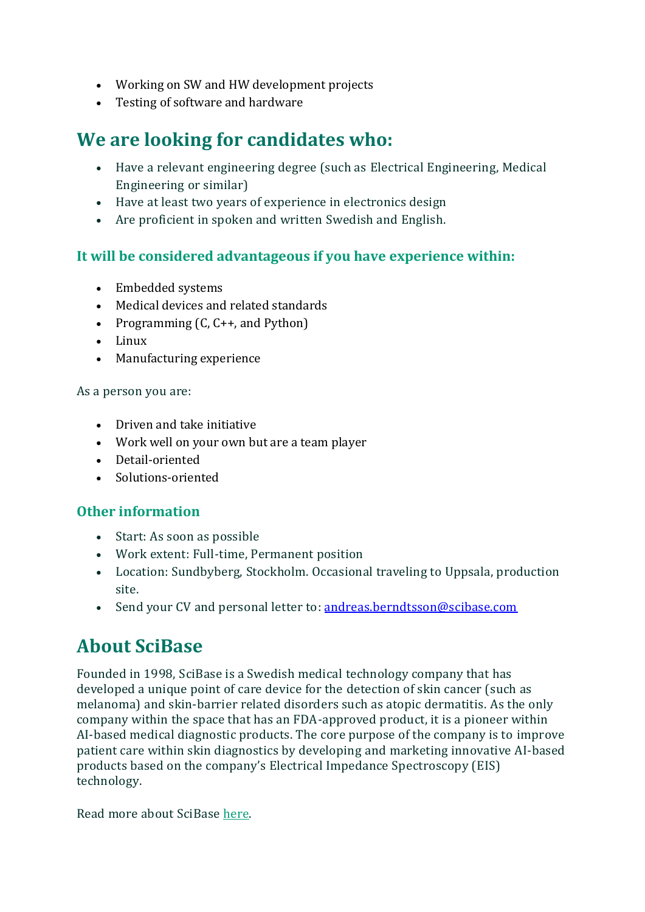- Working on SW and HW development projects
- Testing of software and hardware

## We are looking for candidates who:

- Have a relevant engineering degree (such as Electrical Engineering, Medical Engineering or similar)
- Have at least two years of experience in electronics design
- Are proficient in spoken and written Swedish and English.

### It will be considered advantageous if you have experience within:

- Embedded systems
- Medical devices and related standards
- Programming (C, C++, and Python)
- Linux
- Manufacturing experience

As a person you are:

- Driven and take initiative
- Work well on your own but are a team player
- Detail-oriented
- Solutions-oriented

### Other information

- Start: As soon as possible
- Work extent: Full-time, Permanent position
- Location: Sundbyberg, Stockholm. Occasional traveling to Uppsala, production site.
- Send your CV and personal letter to: [andreas.berndtsson@scibase.com](mailto:andreas.berndtsson@scibase.com)

## About SciBase

Founded in 1998, SciBase is a Swedish medical technology company that has developed a unique point of care device for the detection of skin cancer (such as melanoma) and skin-barrier related disorders such as atopic dermatitis. As the only company within the space that has an FDA-approved product, it is a pioneer within AI-based medical diagnostic products. The core purpose of the company is to improve patient care within skin diagnostics by developing and marketing innovative AI-based products based on the company's Electrical Impedance Spectroscopy (EIS) technology.

Read more about SciBase here.